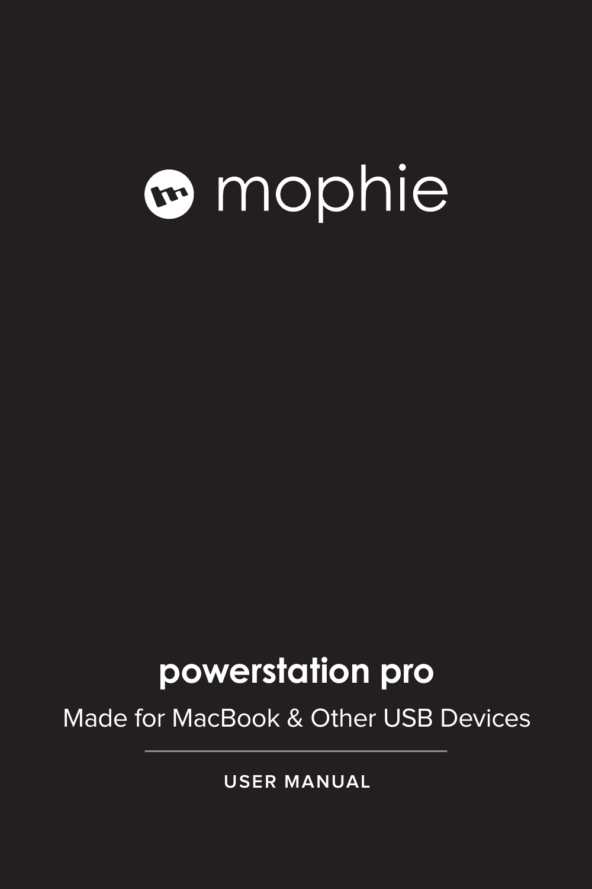mophie

# powerstation pro

Made for MacBook & Other USB Devices

USER MANUAL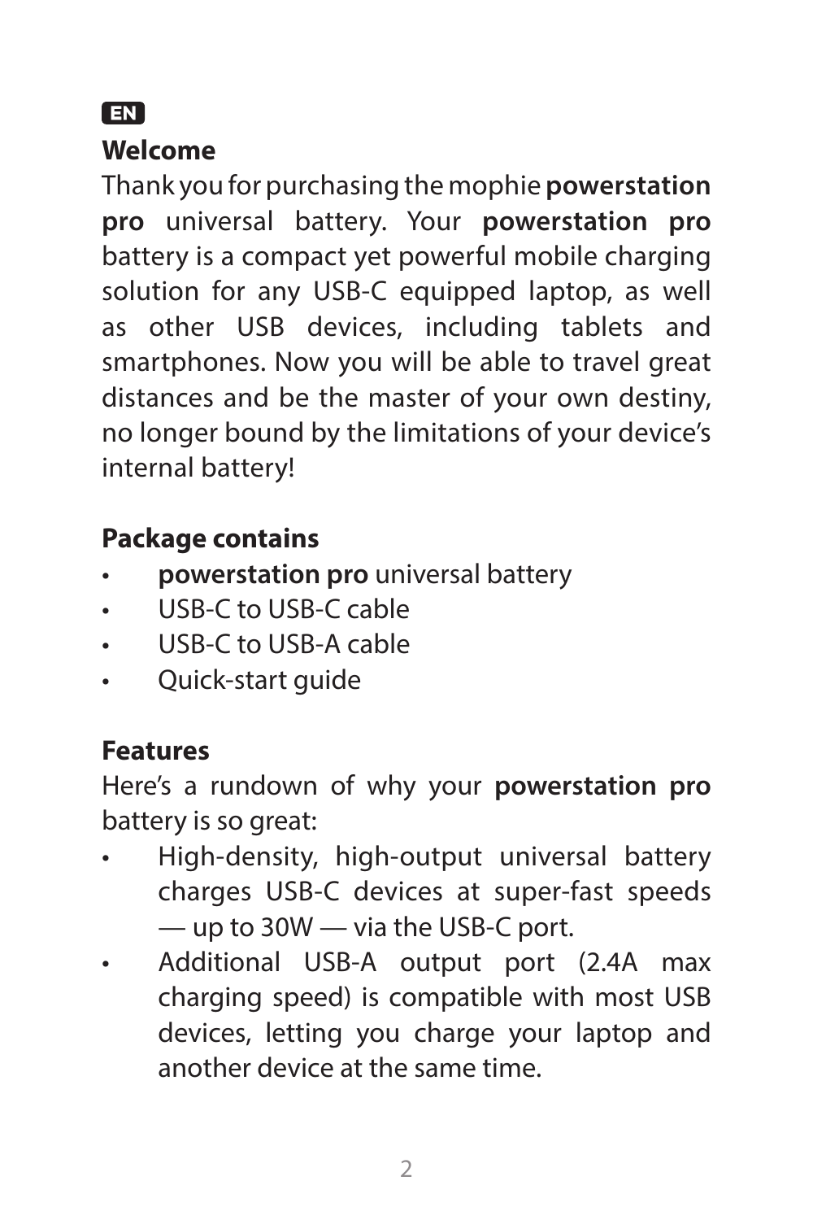EN

## Welcome

Thank you for purchasing the mophie **powerstation pro** universal battery. Your **powerstation pro** battery is a compact yet powerful mobile charging solution for any USB-C equipped laptop, as well as other USB devices, including tablets and smartphones. Now you will be able to travel great distances and be the master of your own destiny, no longer bound by the limitations of your device's internal battery!

## Package contains

- **powerstation pro** universal battery
- USB-C to USB-C cable
- USB-C to USB-A cable
- Quick-start guide

## Features

Here's a rundown of why your **powerstation pro** battery is so great:

- High-density, high-output universal battery charges USB-C devices at super-fast speeds — up to 30W — via the USB-C port.
- Additional USB-A output port (2.4A max charging speed) is compatible with most USB devices, letting you charge your laptop and another device at the same time.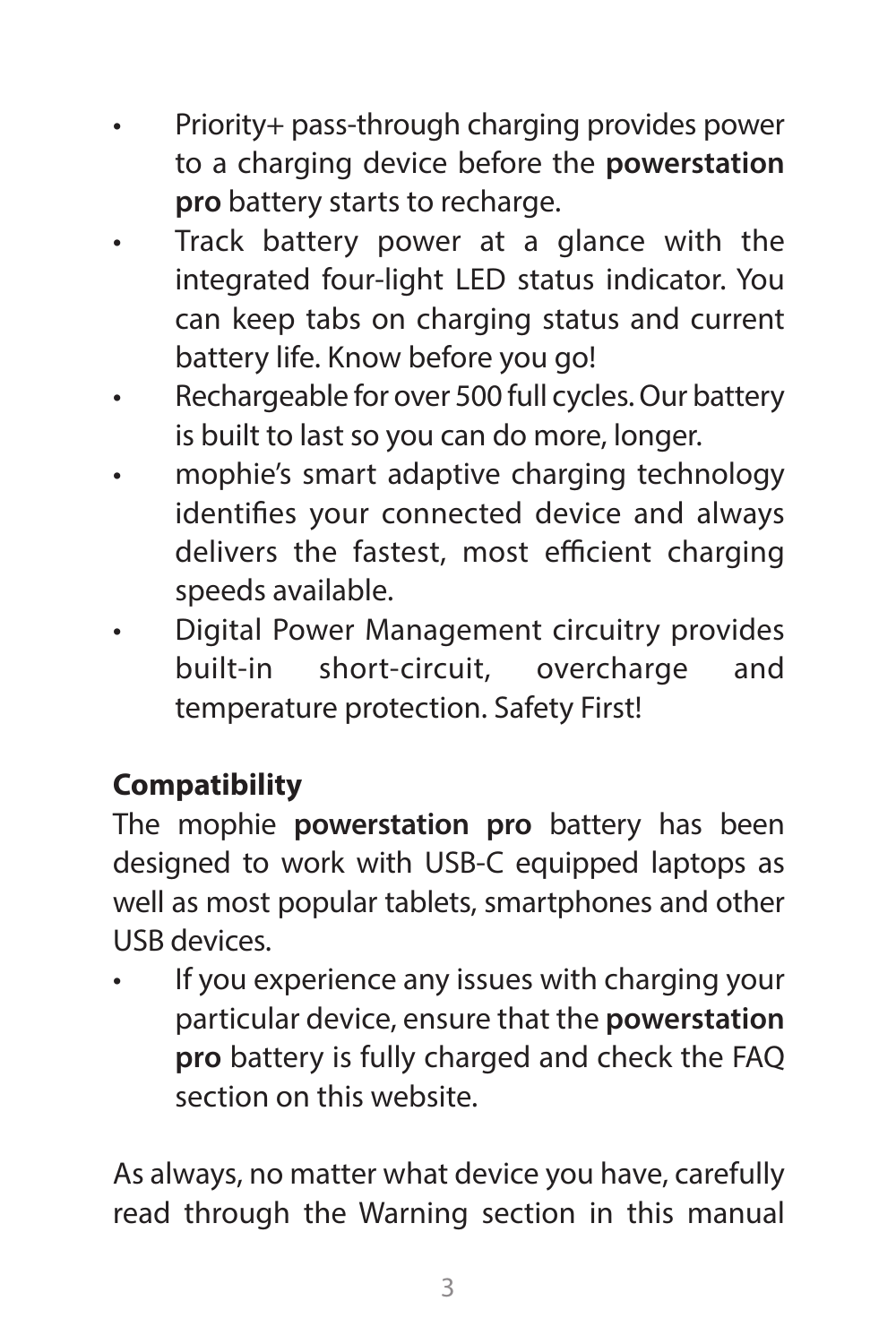- Priority+ pass-through charging provides power to a charging device before the **powerstation pro** battery starts to recharge.
- Track battery power at a glance with the integrated four-light LED status indicator. You can keep tabs on charging status and current battery life. Know before you go!
- Rechargeable for over 500 full cycles. Our battery is built to last so you can do more, longer.
- mophie's smart adaptive charging technology identifies your connected device and always delivers the fastest, most efficient charging speeds available.
- Digital Power Management circuitry provides built-in short-circuit, overcharge and temperature protection. Safety First!

**Compatibility**

The mophie **powerstation pro** battery has been designed to work with USB-C equipped laptops as well as most popular tablets, smartphones and other USB devices.

- If you experience any issues with charging your particular device, ensure that the **powerstation pro** battery is fully charged and check the FAQ section on this website.

As always, no matter what device you have, carefully read through the Warning section in this manual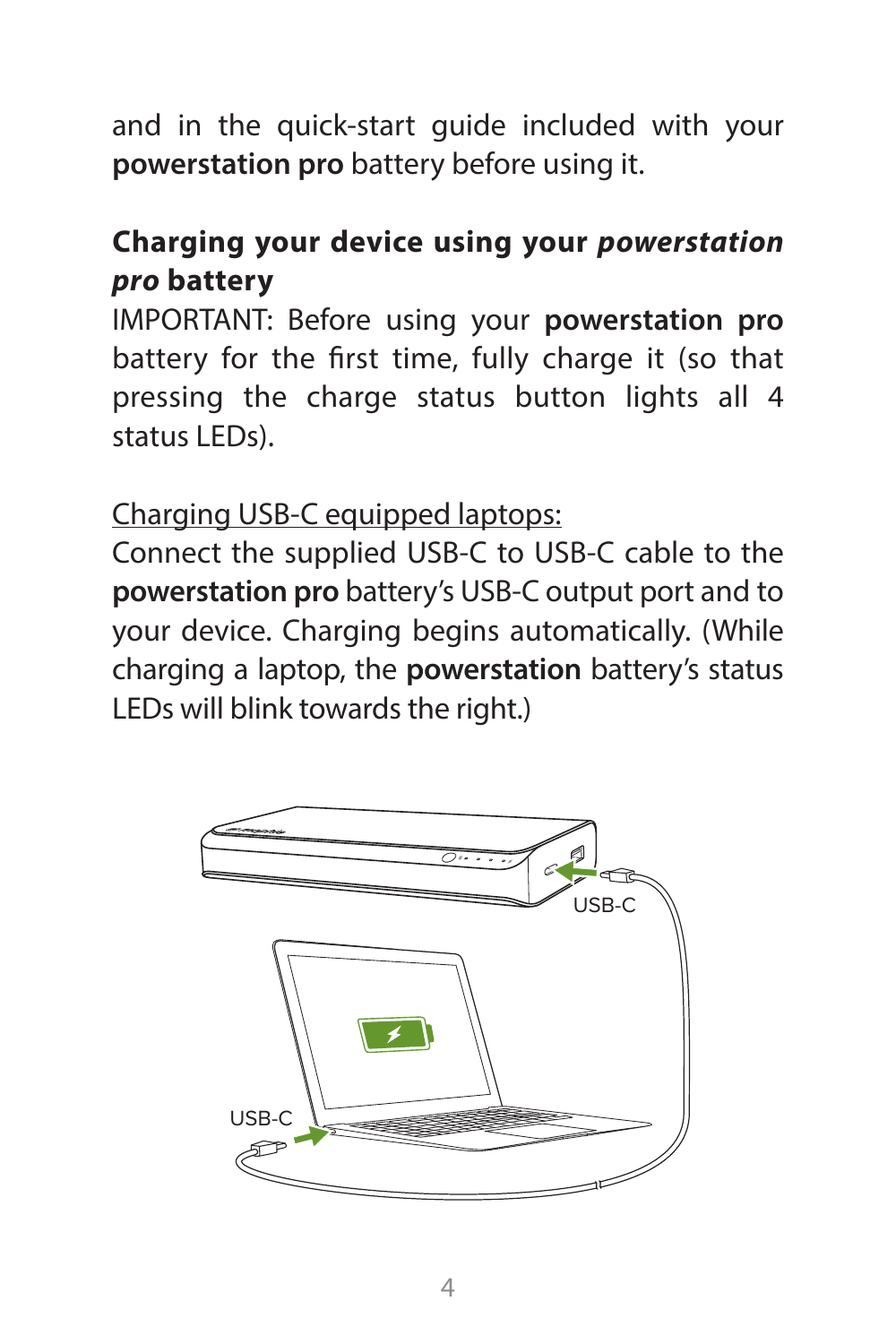and in the quick-start guide included with your **powerstation pro** battery before using it.

## Charging your device using your *powerstation pro* battery

IMPORTANT: Before using your **powerstation pro** battery for the first time, fully charge it (so that pressing the charge status button lights all 4 status LEDs).

<u>Charging USB-C equipped laptops:</u>

Connect the supplied USB-C to USB-C cable to the **powerstation pro** battery's USB-C output port and to your device. Charging begins automatically. (While charging a laptop, the **powerstation** battery's status LEDs will blink towards the right.)

USB-C

USB-C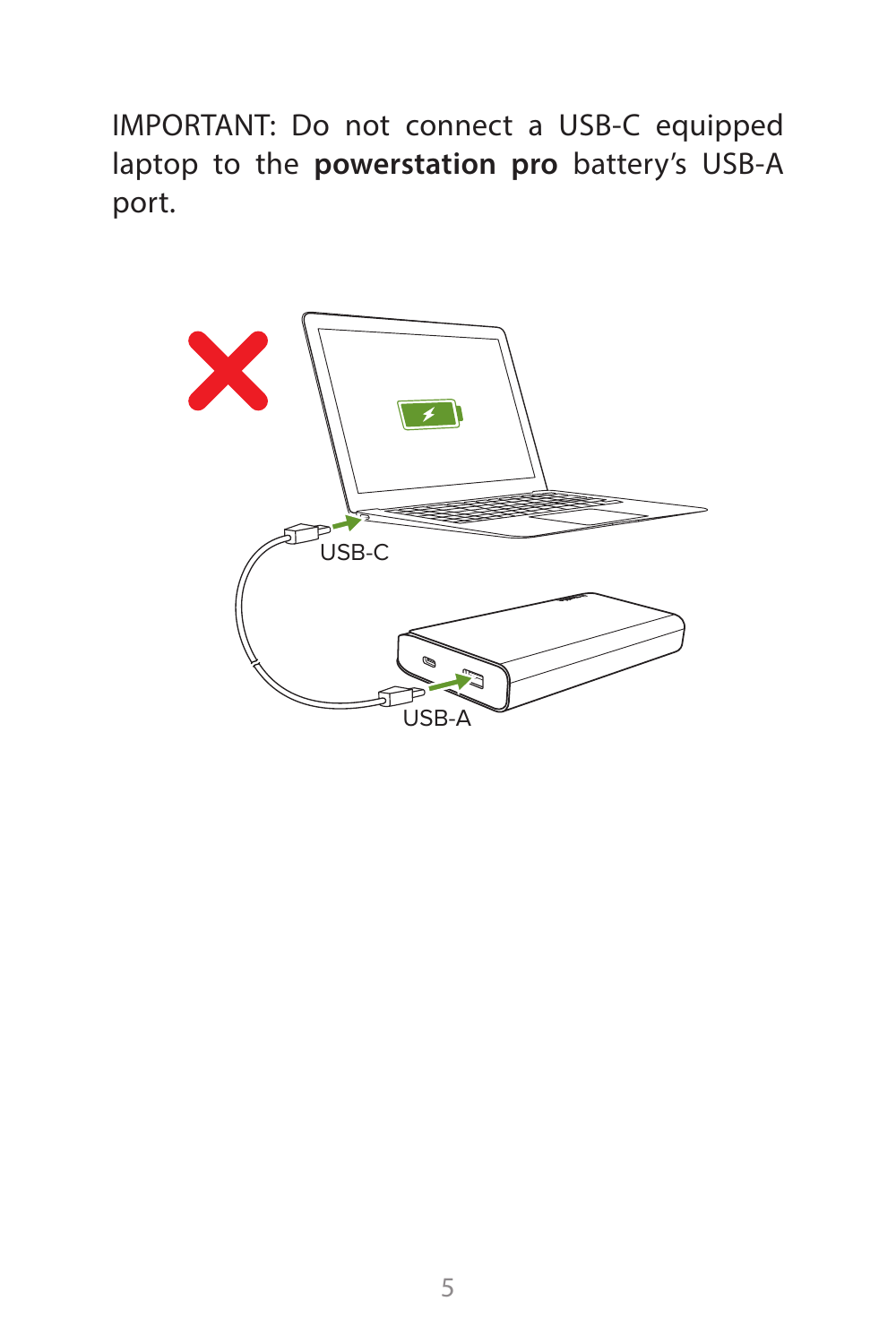IMPORTANT: Do not connect a USB-C equipped laptop to the **powerstation pro** battery's USB-A port.

USB-C

USB-A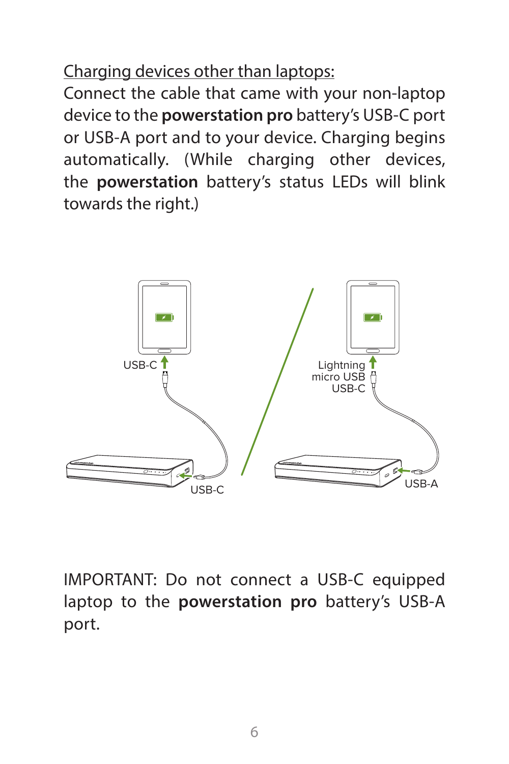Charging devices other than laptops:

Connect the cable that came with your non-laptop device to the **powerstation pro** battery's USB-C port or USB-A port and to your device. Charging begins automatically. (While charging other devices, the **powerstation** battery's status LEDs will blink towards the right.)

USB-C

USB-C

Lightning
micro USB
USB-C

USB-A

IMPORTANT: Do not connect a USB-C equipped laptop to the **powerstation pro** battery's USB-A port.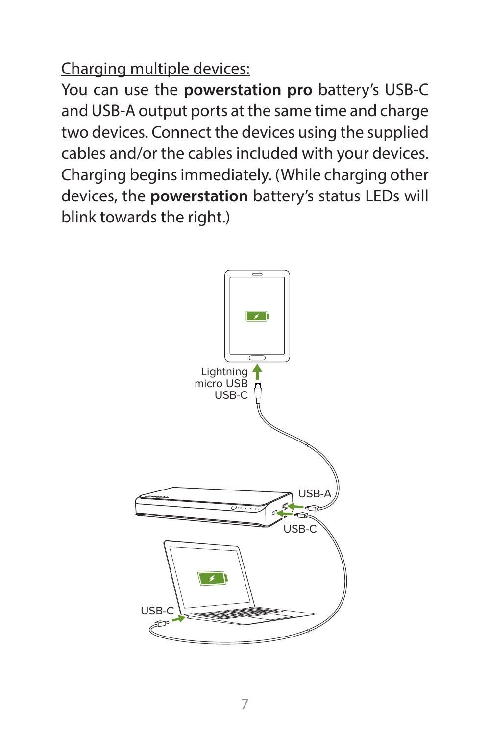Charging multiple devices:

You can use the **powerstation pro** battery's USB-C and USB-A output ports at the same time and charge two devices. Connect the devices using the supplied cables and/or the cables included with your devices. Charging begins immediately. (While charging other devices, the **powerstation** battery's status LEDs will blink towards the right.)

Lightning
micro USB
USB-C

USB-A

USB-C

USB-C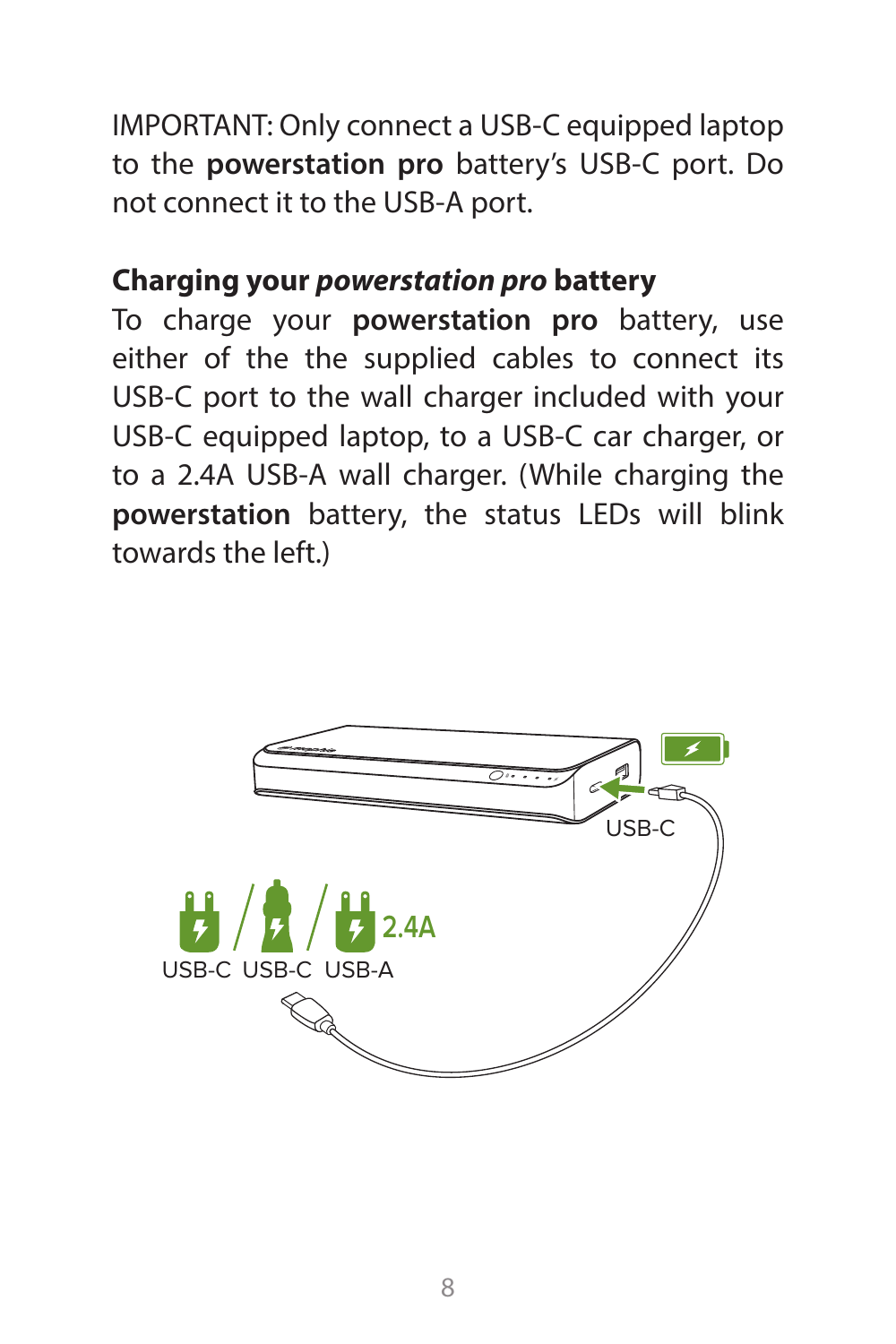IMPORTANT: Only connect a USB-C equipped laptop to the **powerstation pro** battery's USB-C port. Do not connect it to the USB-A port.

### Charging your *powerstation pro* battery

To charge your **powerstation pro** battery, use either of the the supplied cables to connect its USB-C port to the wall charger included with your USB-C equipped laptop, to a USB-C car charger, or to a 2.4A USB-A wall charger. (While charging the **powerstation** battery, the status LEDs will blink towards the left.)

USB-C

2.4A

USB-C USB-C USB-A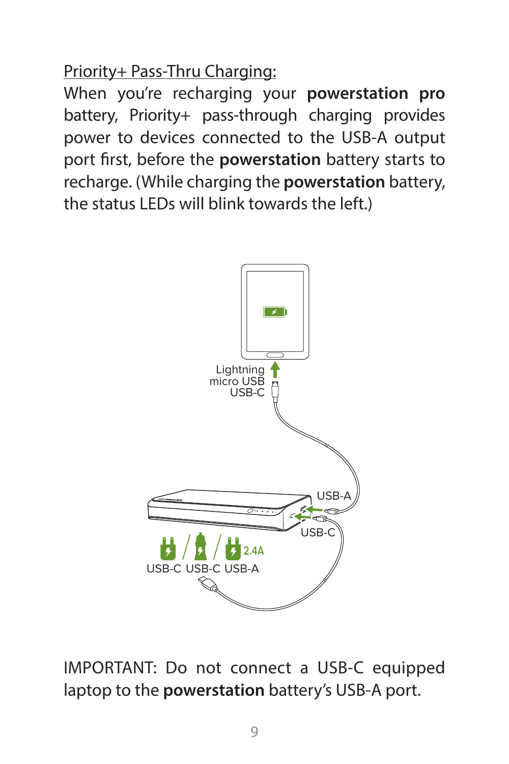Priority+ Pass-Thru Charging:

When you're recharging your **powerstation pro** battery, Priority+ pass-through charging provides power to devices connected to the USB-A output port first, before the **powerstation** battery starts to recharge. (While charging the **powerstation** battery, the status LEDs will blink towards the left.)

Lightning
micro USB
USB-C

USB-A

USB-C

2.4A

USB-C USB-C USB-A

IMPORTANT: Do not connect a USB-C equipped laptop to the **powerstation** battery's USB-A port.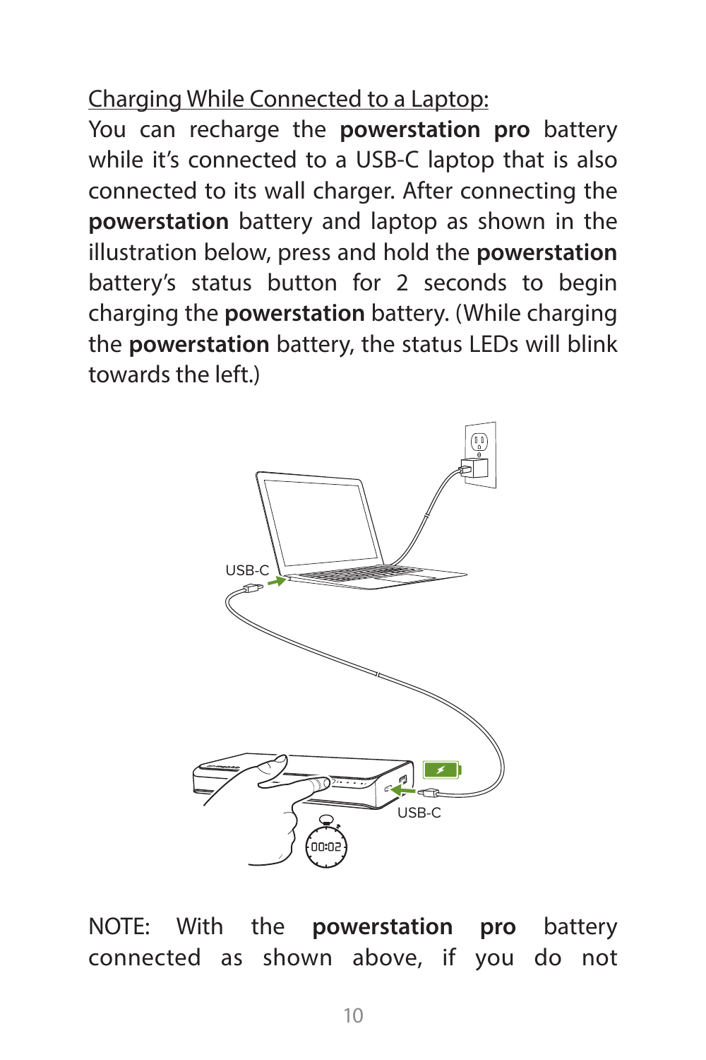<u>Charging While Connected to a Laptop:</u>

You can recharge the **powerstation pro** battery while it's connected to a USB-C laptop that is also connected to its wall charger. After connecting the **powerstation** battery and laptop as shown in the illustration below, press and hold the **powerstation** battery's status button for 2 seconds to begin charging the **powerstation** battery. (While charging the **powerstation** battery, the status LEDs will blink towards the left.)

USB-C

USB-C

00:02

NOTE: With the **powerstation pro** battery connected as shown above, if you do not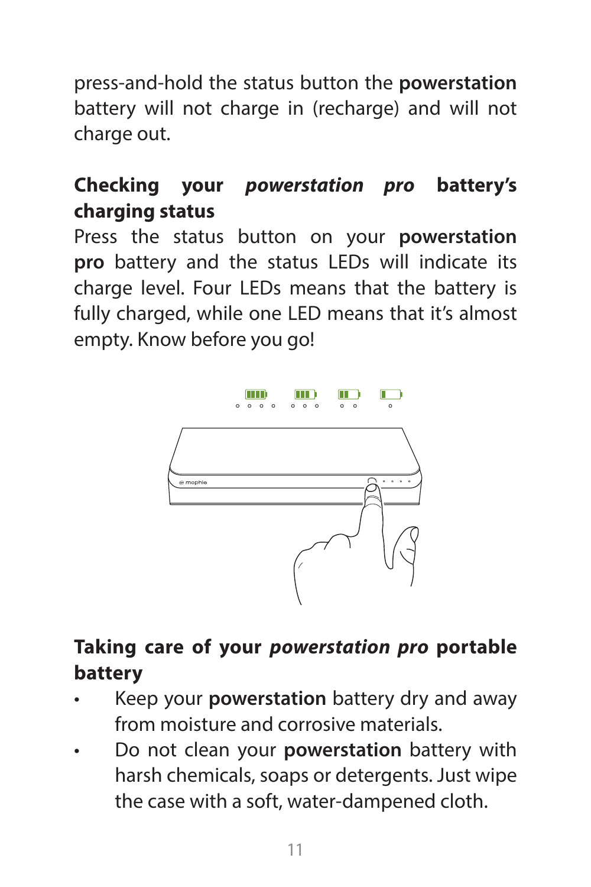press-and-hold the status button the **powerstation** battery will not charge in (recharge) and will not charge out.

## Checking your *powerstation pro* battery's charging status

Press the status button on your **powerstation pro** battery and the status LEDs will indicate its charge level. Four LEDs means that the battery is fully charged, while one LED means that it's almost empty. Know before you go!

## Taking care of your *powerstation pro* portable battery

- Keep your **powerstation** battery dry and away from moisture and corrosive materials.
- Do not clean your **powerstation** battery with harsh chemicals, soaps or detergents. Just wipe the case with a soft, water-dampened cloth.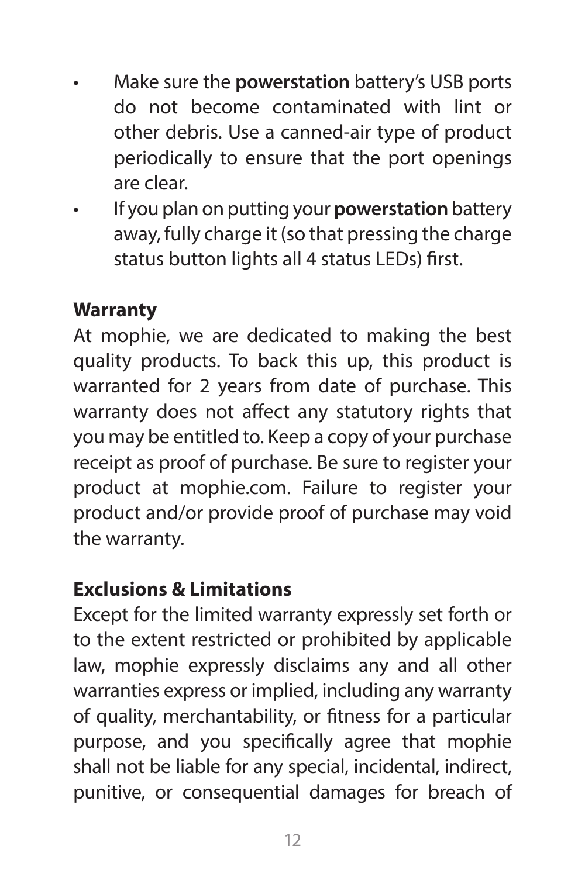- Make sure the **powerstation** battery's USB ports do not become contaminated with lint or other debris. Use a canned-air type of product periodically to ensure that the port openings are clear.
- If you plan on putting your **powerstation** battery away, fully charge it (so that pressing the charge status button lights all 4 status LEDs) first.

**Warranty**

At mophie, we are dedicated to making the best quality products. To back this up, this product is warranted for 2 years from date of purchase. This warranty does not affect any statutory rights that you may be entitled to. Keep a copy of your purchase receipt as proof of purchase. Be sure to register your product at mophie.com. Failure to register your product and/or provide proof of purchase may void the warranty.

**Exclusions & Limitations**

Except for the limited warranty expressly set forth or to the extent restricted or prohibited by applicable law, mophie expressly disclaims any and all other warranties express or implied, including any warranty of quality, merchantability, or fitness for a particular purpose, and you specifically agree that mophie shall not be liable for any special, incidental, indirect, punitive, or consequential damages for breach of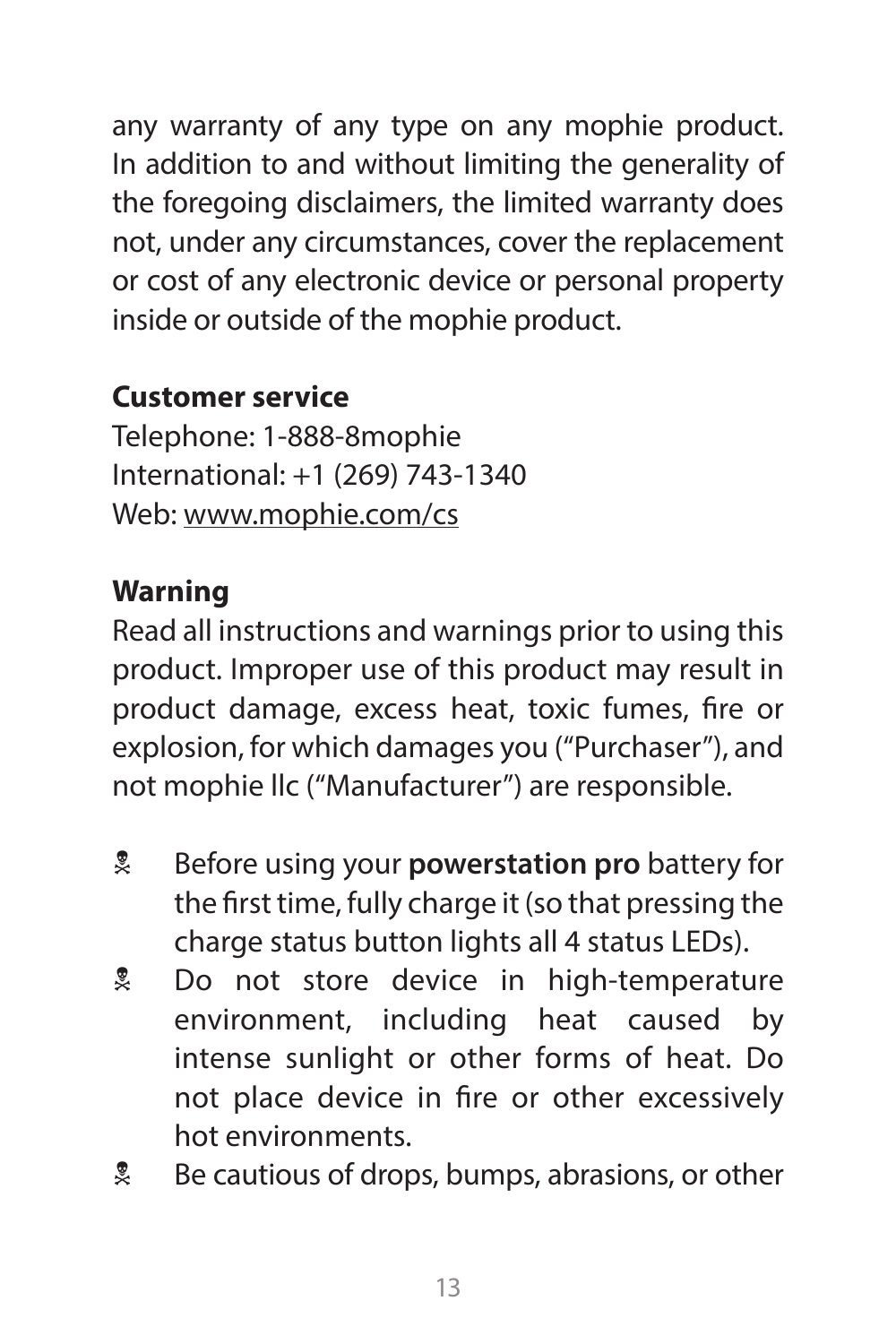any warranty of any type on any mophie product. In addition to and without limiting the generality of the foregoing disclaimers, the limited warranty does not, under any circumstances, cover the replacement or cost of any electronic device or personal property inside or outside of the mophie product.

**Customer service**

Telephone: 1-888-8mophie
International: +1 (269) 743-1340
Web: www.mophie.com/cs

**Warning**

Read all instructions and warnings prior to using this product. Improper use of this product may result in product damage, excess heat, toxic fumes, fire or explosion, for which damages you ("Purchaser"), and not mophie llc ("Manufacturer") are responsible.

- Before using your **powerstation pro** battery for the first time, fully charge it (so that pressing the charge status button lights all 4 status LEDs).
- Do not store device in high-temperature environment, including heat caused by intense sunlight or other forms of heat. Do not place device in fire or other excessively hot environments.
- Be cautious of drops, bumps, abrasions, or other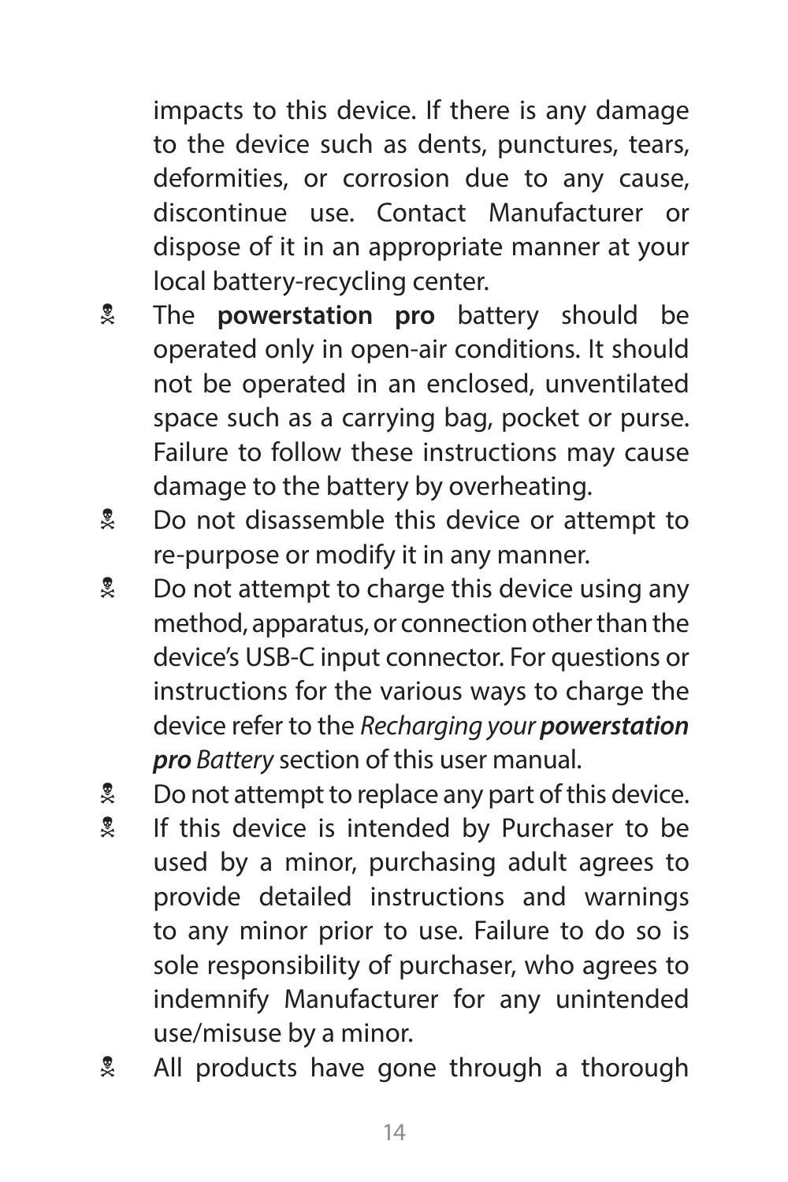impacts to this device. If there is any damage to the device such as dents, punctures, tears, deformities, or corrosion due to any cause, discontinue use. Contact Manufacturer or dispose of it in an appropriate manner at your local battery-recycling center.

- The **powerstation pro** battery should be operated only in open-air conditions. It should not be operated in an enclosed, unventilated space such as a carrying bag, pocket or purse. Failure to follow these instructions may cause damage to the battery by overheating.
- Do not disassemble this device or attempt to re-purpose or modify it in any manner.
- Do not attempt to charge this device using any method, apparatus, or connection other than the device's USB-C input connector. For questions or instructions for the various ways to charge the device refer to the *Recharging your **powerstation pro** Battery* section of this user manual.
- Do not attempt to replace any part of this device.
- If this device is intended by Purchaser to be used by a minor, purchasing adult agrees to provide detailed instructions and warnings to any minor prior to use. Failure to do so is sole responsibility of purchaser, who agrees to indemnify Manufacturer for any unintended use/misuse by a minor.
- All products have gone through a thorough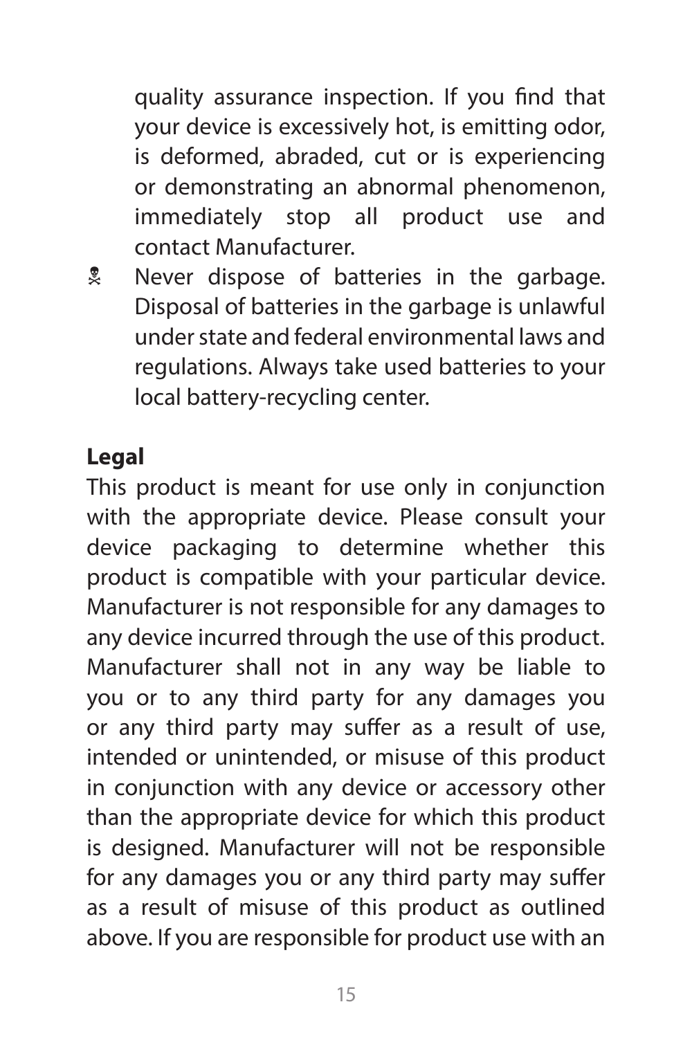quality assurance inspection. If you find that your device is excessively hot, is emitting odor, is deformed, abraded, cut or is experiencing or demonstrating an abnormal phenomenon, immediately stop all product use and contact Manufacturer.

- ☠ Never dispose of batteries in the garbage. Disposal of batteries in the garbage is unlawful under state and federal environmental laws and regulations. Always take used batteries to your local battery-recycling center.

**Legal**

This product is meant for use only in conjunction with the appropriate device. Please consult your device packaging to determine whether this product is compatible with your particular device. Manufacturer is not responsible for any damages to any device incurred through the use of this product. Manufacturer shall not in any way be liable to you or to any third party for any damages you or any third party may suffer as a result of use, intended or unintended, or misuse of this product in conjunction with any device or accessory other than the appropriate device for which this product is designed. Manufacturer will not be responsible for any damages you or any third party may suffer as a result of misuse of this product as outlined above. If you are responsible for product use with an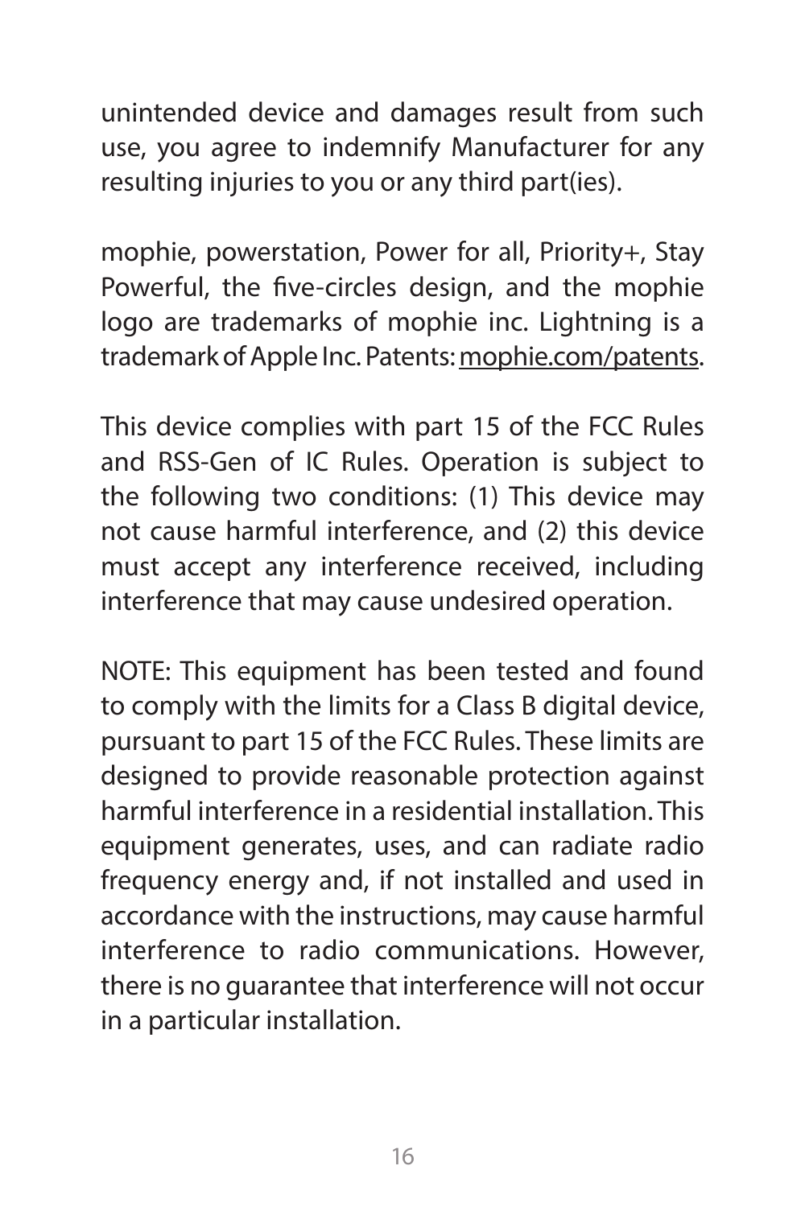unintended device and damages result from such use, you agree to indemnify Manufacturer for any resulting injuries to you or any third part(ies).

mophie, powerstation, Power for all, Priority+, Stay Powerful, the five-circles design, and the mophie logo are trademarks of mophie inc. Lightning is a trademark of Apple Inc. Patents: mophie.com/patents.

This device complies with part 15 of the FCC Rules and RSS-Gen of IC Rules. Operation is subject to the following two conditions: (1) This device may not cause harmful interference, and (2) this device must accept any interference received, including interference that may cause undesired operation.

NOTE: This equipment has been tested and found to comply with the limits for a Class B digital device, pursuant to part 15 of the FCC Rules. These limits are designed to provide reasonable protection against harmful interference in a residential installation. This equipment generates, uses, and can radiate radio frequency energy and, if not installed and used in accordance with the instructions, may cause harmful interference to radio communications. However, there is no guarantee that interference will not occur in a particular installation.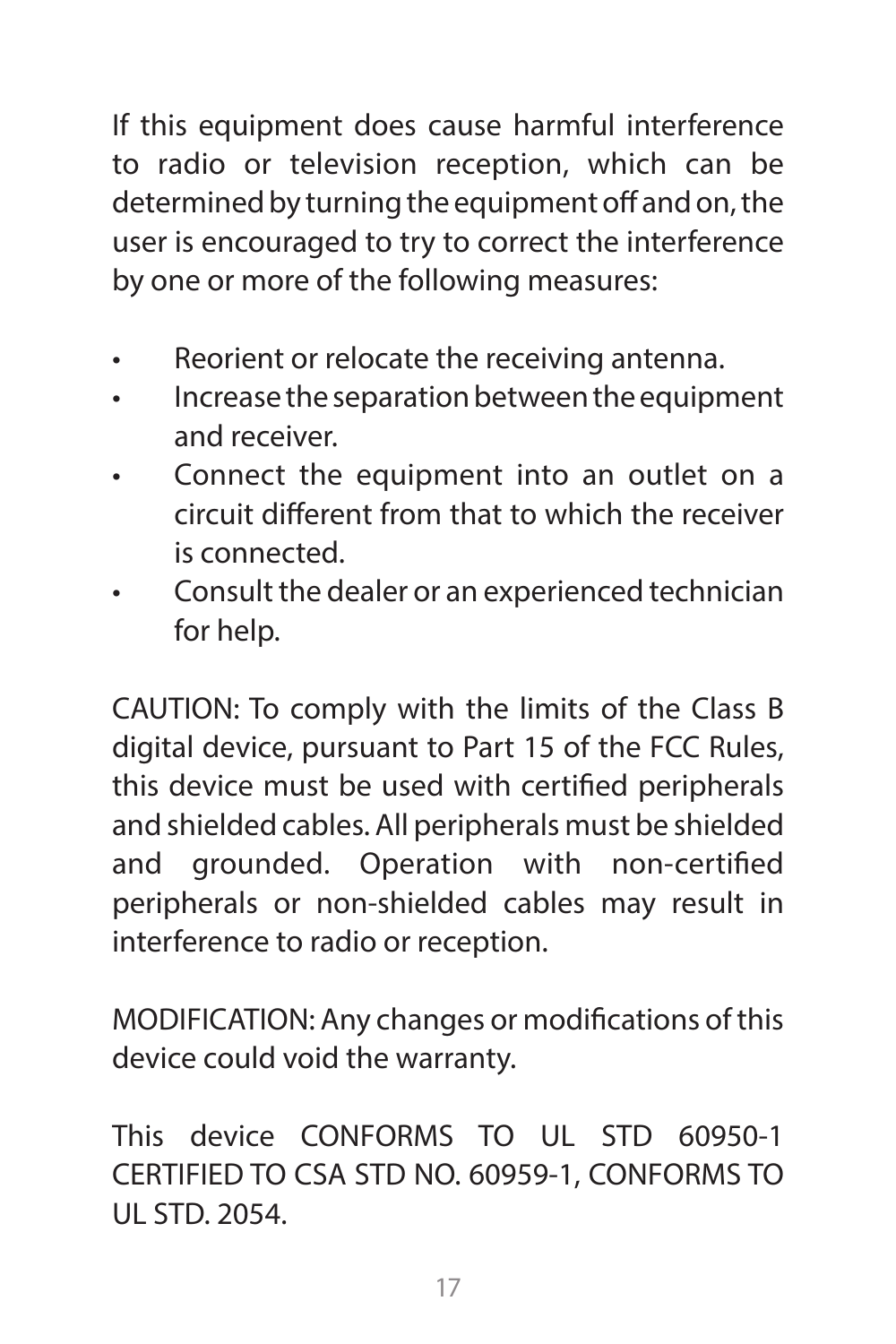If this equipment does cause harmful interference to radio or television reception, which can be determined by turning the equipment off and on, the user is encouraged to try to correct the interference by one or more of the following measures:

- Reorient or relocate the receiving antenna.
- Increase the separation between the equipment and receiver.
- Connect the equipment into an outlet on a circuit different from that to which the receiver is connected.
- Consult the dealer or an experienced technician for help.

CAUTION: To comply with the limits of the Class B digital device, pursuant to Part 15 of the FCC Rules, this device must be used with certified peripherals and shielded cables. All peripherals must be shielded and grounded. Operation with non-certified peripherals or non-shielded cables may result in interference to radio or reception.

MODIFICATION: Any changes or modifications of this device could void the warranty.

This device CONFORMS TO UL STD 60950-1 CERTIFIED TO CSA STD NO. 60959-1, CONFORMS TO UL STD. 2054.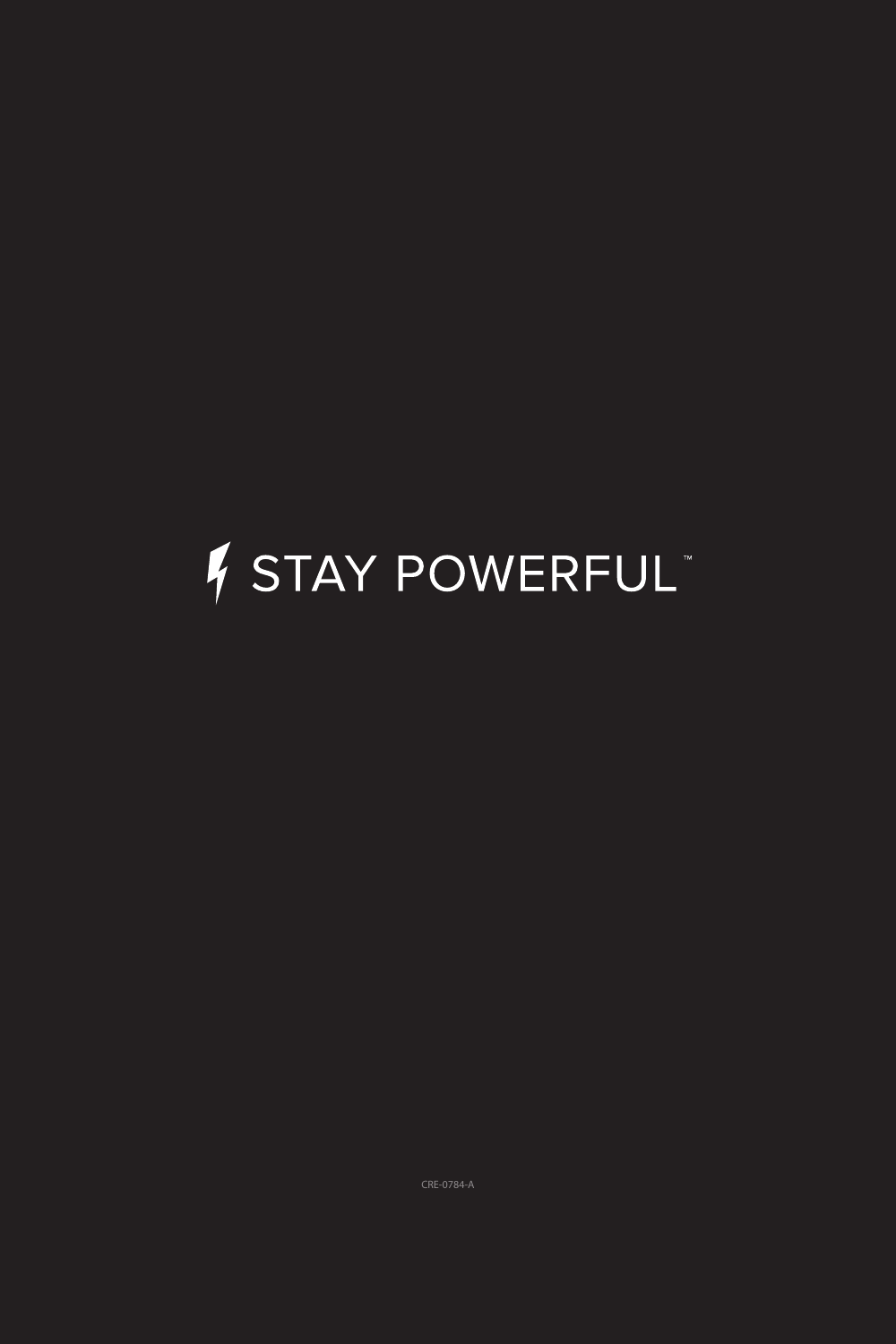STAY POWERFUL™

CRE-0784-A